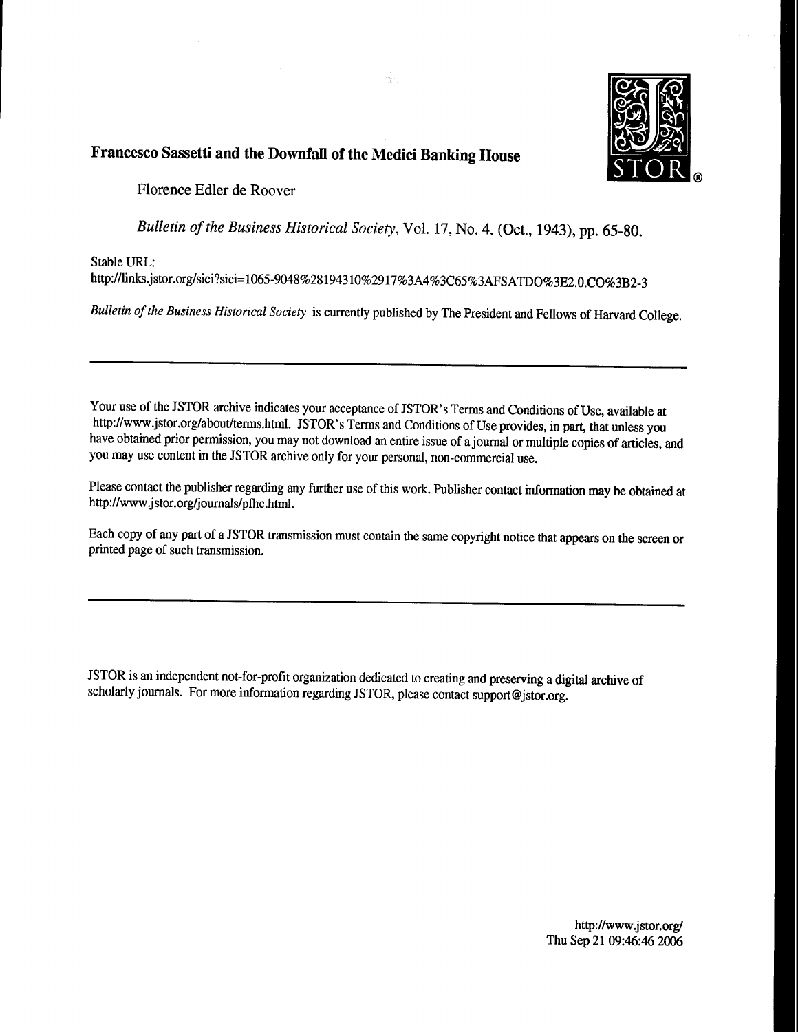# Francesco Sassetti and the Downfall of the Medici Banking House

Florence Edler de Roover

*Bulletin of the Business Historical Society*, Vol. 17, No. 4. (Oct., 1943), pp. 65-80.

Stable URL:
http://links.jstor.org/sici?sici=1065-9048%28194310%2917%3A4%3C65%3AFSATDO%3E2.0.CO%3B2-3

*Bulletin of the Business Historical Society* is currently published by The President and Fellows of Harvard College.

---

Your use of the JSTOR archive indicates your acceptance of JSTOR's Terms and Conditions of Use, available at http://www.jstor.org/about/terms.html. JSTOR's Terms and Conditions of Use provides, in part, that unless you have obtained prior permission, you may not download an entire issue of a journal or multiple copies of articles, and you may use content in the JSTOR archive only for your personal, non-commercial use.

Please contact the publisher regarding any further use of this work. Publisher contact information may be obtained at http://www.jstor.org/journals/pfhc.html.

Each copy of any part of a JSTOR transmission must contain the same copyright notice that appears on the screen or printed page of such transmission.

---

JSTOR is an independent not-for-profit organization dedicated to creating and preserving a digital archive of scholarly journals. For more information regarding JSTOR, please contact support@jstor.org.

http://www.jstor.org/
Thu Sep 21 09:46:46 2006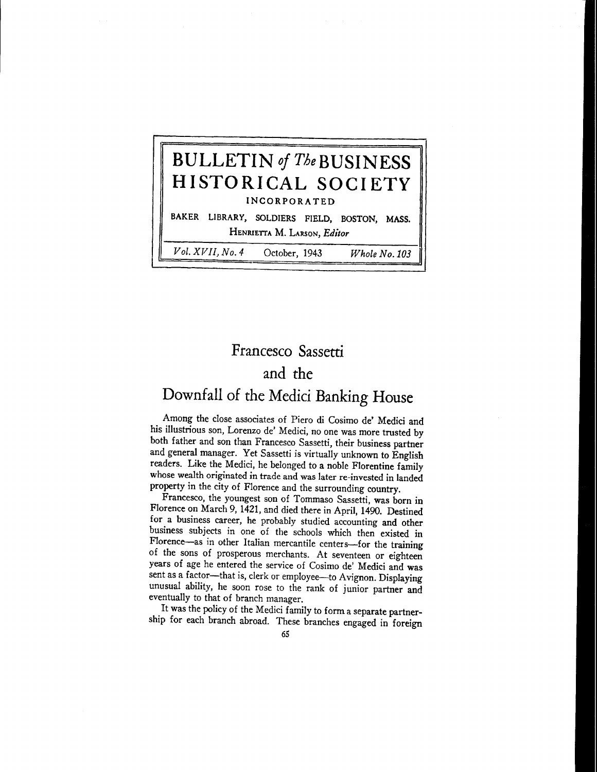# BULLETIN *of The* BUSINESS HISTORICAL SOCIETY

INCORPORATED

BAKER LIBRARY, SOLDIERS FIELD, BOSTON, MASS.

HENRIETTA M. LARSON, *Editor*

*Vol. XVII, No. 4* — October, 1943 — *Whole No. 103*

# Francesco Sassetti and the Downfall of the Medici Banking House

Among the close associates of Piero di Cosimo de' Medici and his illustrious son, Lorenzo de' Medici, no one was more trusted by both father and son than Francesco Sassetti, their business partner and general manager. Yet Sassetti is virtually unknown to English readers. Like the Medici, he belonged to a noble Florentine family whose wealth originated in trade and was later re-invested in landed property in the city of Florence and the surrounding country.

Francesco, the youngest son of Tommaso Sassetti, was born in Florence on March 9, 1421, and died there in April, 1490. Destined for a business career, he probably studied accounting and other business subjects in one of the schools which then existed in Florence—as in other Italian mercantile centers—for the training of the sons of prosperous merchants. At seventeen or eighteen years of age he entered the service of Cosimo de' Medici and was sent as a factor—that is, clerk or employee—to Avignon. Displaying unusual ability, he soon rose to the rank of junior partner and eventually to that of branch manager.

It was the policy of the Medici family to form a separate partnership for each branch abroad. These branches engaged in foreign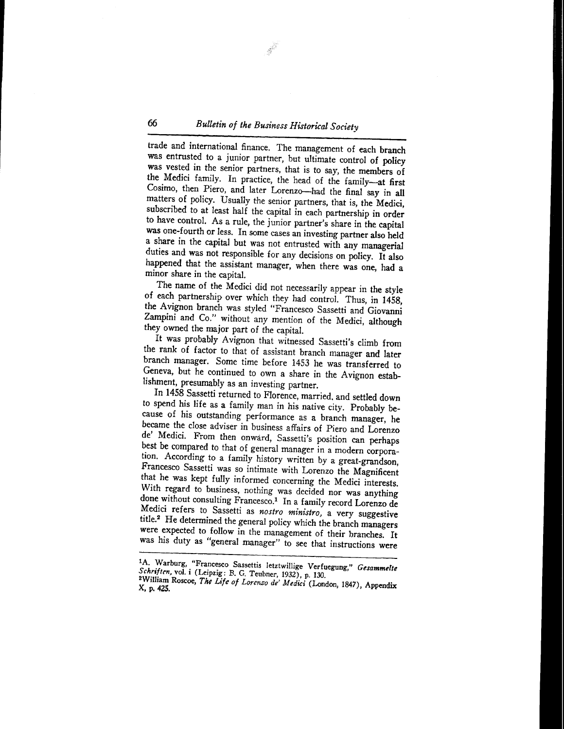trade and international finance. The management of each branch was entrusted to a junior partner, but ultimate control of policy was vested in the senior partners, that is to say, the members of the Medici family. In practice, the head of the family—at first Cosimo, then Piero, and later Lorenzo—had the final say in all matters of policy. Usually the senior partners, that is, the Medici, subscribed to at least half the capital in each partnership in order to have control. As a rule, the junior partner's share in the capital was one-fourth or less. In some cases an investing partner also held a share in the capital but was not entrusted with any managerial duties and was not responsible for any decisions on policy. It also happened that the assistant manager, when there was one, had a minor share in the capital.

The name of the Medici did not necessarily appear in the style of each partnership over which they had control. Thus, in 1458, the Avignon branch was styled "Francesco Sassetti and Giovanni Zampini and Co." without any mention of the Medici, although they owned the major part of the capital.

It was probably Avignon that witnessed Sassetti's climb from the rank of factor to that of assistant branch manager and later branch manager. Some time before 1453 he was transferred to Geneva, but he continued to own a share in the Avignon establishment, presumably as an investing partner.

In 1458 Sassetti returned to Florence, married, and settled down to spend his life as a family man in his native city. Probably because of his outstanding performance as a branch manager, he became the close adviser in business affairs of Piero and Lorenzo de' Medici. From then onward, Sassetti's position can perhaps best be compared to that of general manager in a modern corporation. According to a family history written by a great-grandson, Francesco Sassetti was so intimate with Lorenzo the Magnificent that he was kept fully informed concerning the Medici interests. With regard to business, nothing was decided nor was anything done without consulting Francesco.[1] In a family record Lorenzo de Medici refers to Sassetti as *nostro ministro*, a very suggestive title.[2] He determined the general policy which the branch managers were expected to follow in the management of their branches. It was his duty as "general manager" to see that instructions were

[1] A. Warburg, "Francesco Sassettis letztwillige Verfuegung," *Gesammelte Schriften*, vol. i (Leipzig: B. G. Teubner, 1932), p. 130.

[2] William Roscoe, *The Life of Lorenzo de' Medici* (London, 1847), Appendix X, p. 425.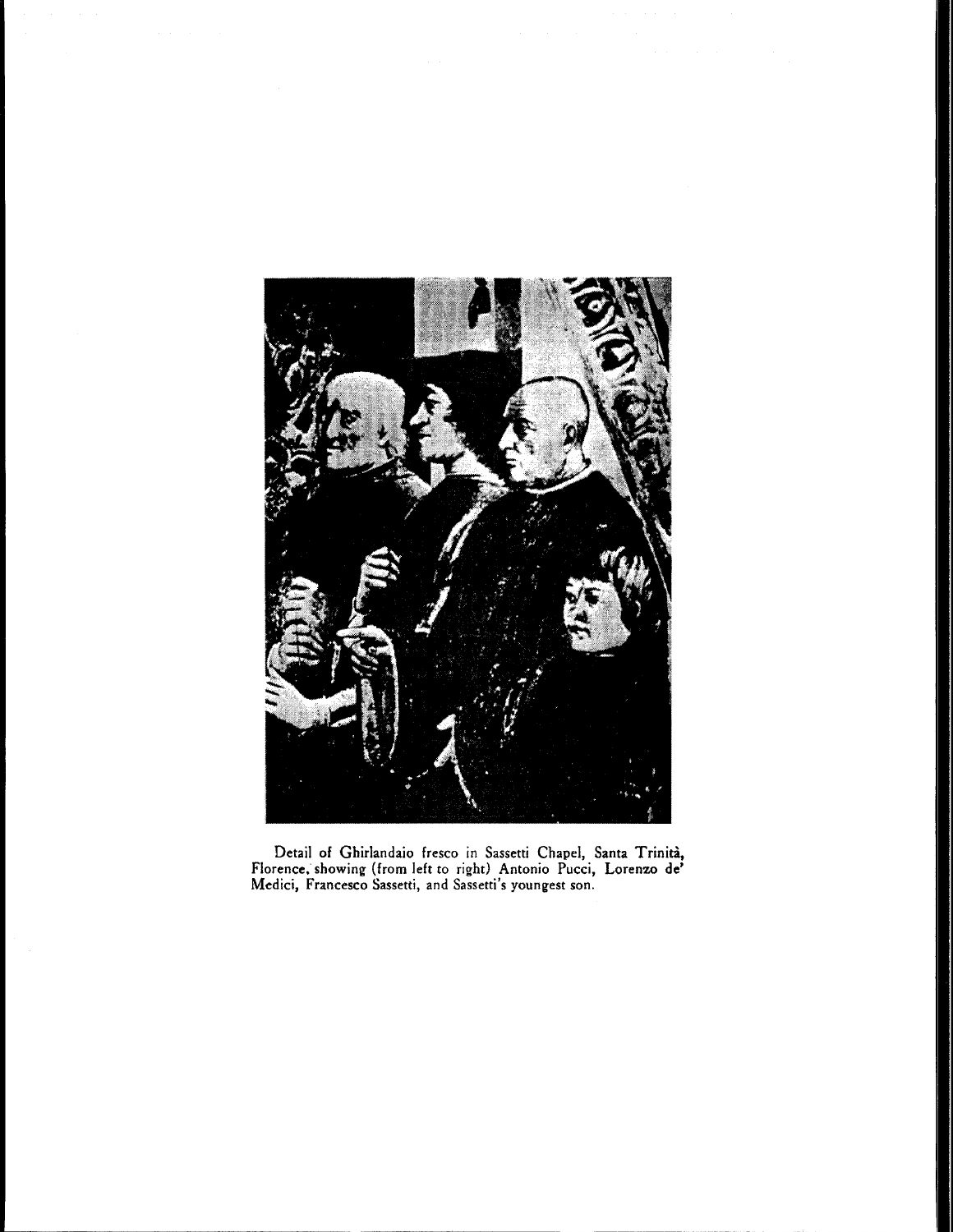Detail of Ghirlandaio fresco in Sassetti Chapel, Santa Trinità, Florence, showing (from left to right) Antonio Pucci, Lorenzo de' Medici, Francesco Sassetti, and Sassetti's youngest son.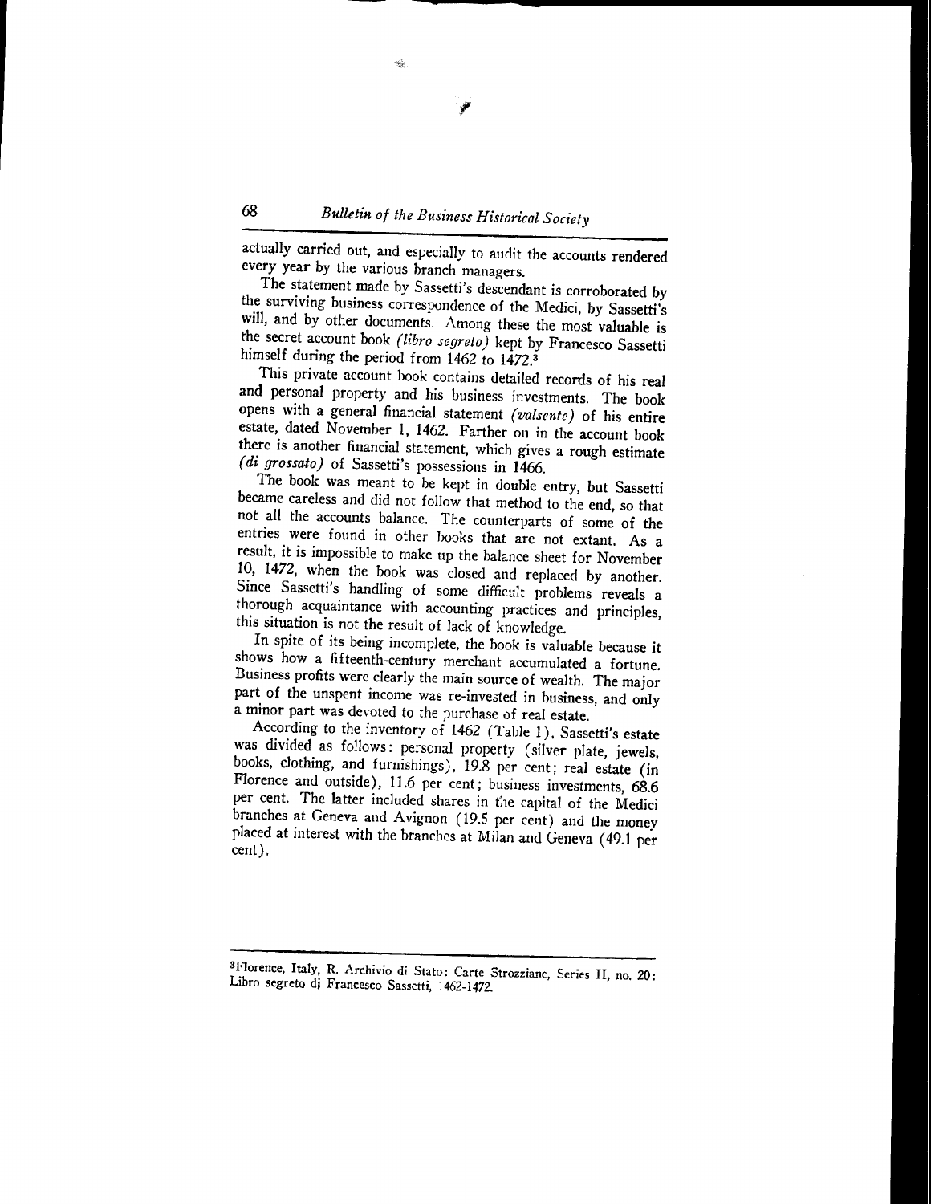actually carried out, and especially to audit the accounts rendered every year by the various branch managers.

The statement made by Sassetti's descendant is corroborated by the surviving business correspondence of the Medici, by Sassetti's will, and by other documents. Among these the most valuable is the secret account book *(libro segreto)* kept by Francesco Sassetti himself during the period from 1462 to 1472.[3]

This private account book contains detailed records of his real and personal property and his business investments. The book opens with a general financial statement *(valsente)* of his entire estate, dated November 1, 1462. Farther on in the account book there is another financial statement, which gives a rough estimate *(di grossato)* of Sassetti's possessions in 1466.

The book was meant to be kept in double entry, but Sassetti became careless and did not follow that method to the end, so that not all the accounts balance. The counterparts of some of the entries were found in other books that are not extant. As a result, it is impossible to make up the balance sheet for November 10, 1472, when the book was closed and replaced by another. Since Sassetti's handling of some difficult problems reveals a thorough acquaintance with accounting practices and principles, this situation is not the result of lack of knowledge.

In spite of its being incomplete, the book is valuable because it shows how a fifteenth-century merchant accumulated a fortune. Business profits were clearly the main source of wealth. The major part of the unspent income was re-invested in business, and only a minor part was devoted to the purchase of real estate.

According to the inventory of 1462 (Table 1), Sassetti's estate was divided as follows: personal property (silver plate, jewels, books, clothing, and furnishings), 19.8 per cent; real estate (in Florence and outside), 11.6 per cent; business investments, 68.6 per cent. The latter included shares in the capital of the Medici branches at Geneva and Avignon (19.5 per cent) and the money placed at interest with the branches at Milan and Geneva (49.1 per cent).

---

[3] Florence, Italy, R. Archivio di Stato: Carte Strozziane, Series II, no. 20: Libro segreto di Francesco Sassetti, 1462-1472.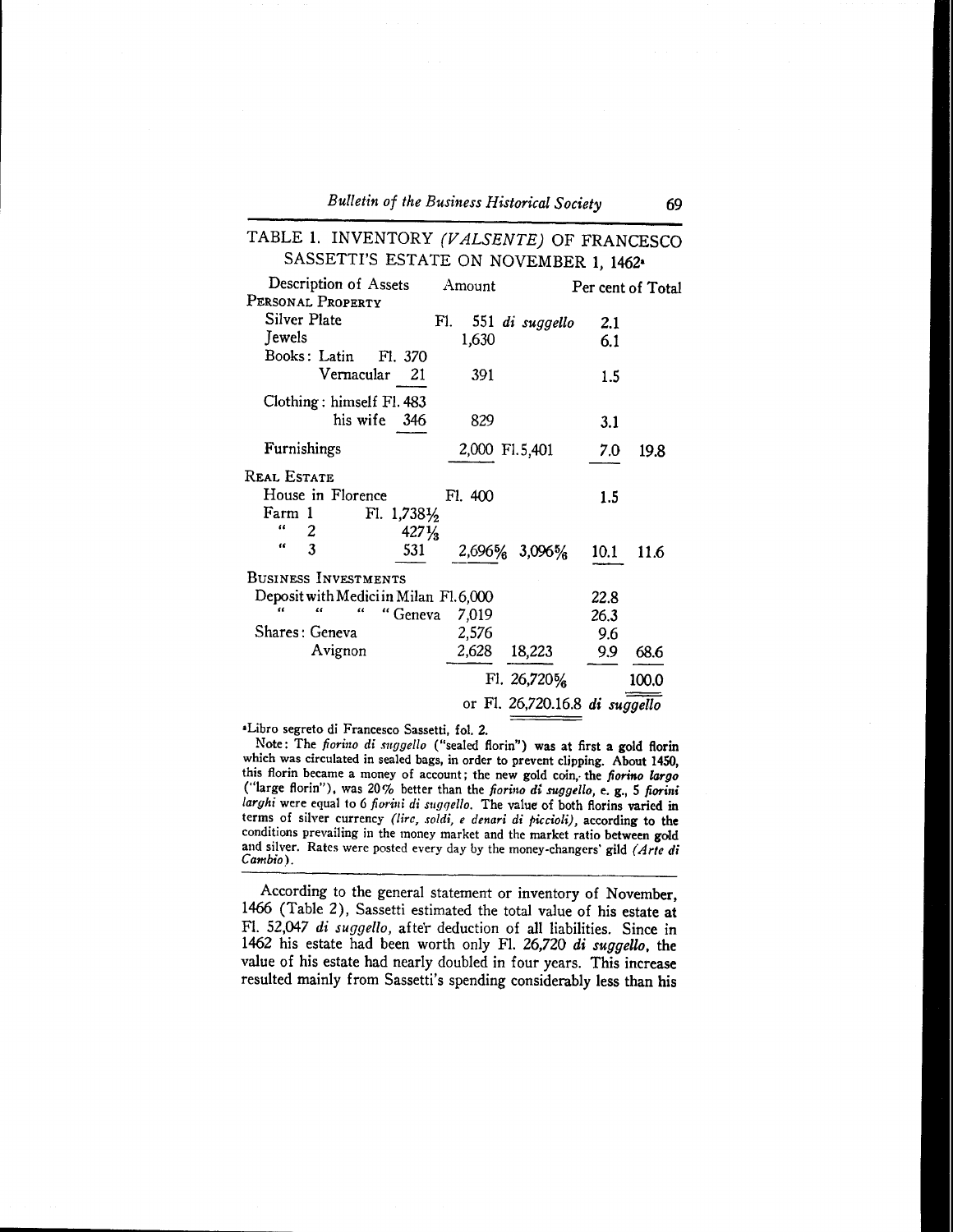## TABLE 1. INVENTORY *(VALSENTE)* OF FRANCESCO SASSETTI'S ESTATE ON NOVEMBER 1, 1462[a]

| Description of Assets | | Amount | | Per cent of Total | |
|---|---|---|---|---|---|
| PERSONAL PROPERTY | | | | | |
| Silver Plate | | Fl. 551 *di suggello* | | 2.1 | |
| Jewels | | 1,630 | | 6.1 | |
| Books: Latin | Fl. 370 | | | | |
| Vernacular | 21 | 391 | | 1.5 | |
| Clothing: himself | Fl. 483 | | | | |
| his wife | 346 | 829 | | 3.1 | |
| Furnishings | | 2,000 | Fl. 5,401 | 7.0 | 19.8 |
| REAL ESTATE | | | | | |
| House in Florence | | Fl. 400 | | 1.5 | |
| Farm 1 | Fl. 1,738½ | | | | |
| " 2 | 427⅓ | | | | |
| " 3 | 531 | 2,696⅚ | 3,096⅚ | 10.1 | 11.6 |
| BUSINESS INVESTMENTS | | | | | |
| Deposit with Medici in Milan | | Fl. 6,000 | | 22.8 | |
| " " " " Geneva | | 7,019 | | 26.3 | |
| Shares: Geneva | | 2,576 | | 9.6 | |
| Avignon | | 2,628 | 18,223 | 9.9 | 68.6 |
| | | | Fl. 26,720⅚ | | 100.0 |
| | | | or Fl. 26,720.16.8 *di suggello* | | |

[a]Libro segreto di Francesco Sassetti, fol. 2.

Note: The *fiorino di suggello* ("sealed florin") was at first a gold florin which was circulated in sealed bags, in order to prevent clipping. About 1450, this florin became a money of account; the new gold coin, the *fiorino largo* ("large florin"), was 20% better than the *fiorino di suggello*, e. g., 5 *fiorini larghi* were equal to 6 *fiorini di suggello*. The value of both florins varied in terms of silver currency *(lire, soldi, e denari di piccioli)*, according to the conditions prevailing in the money market and the market ratio between gold and silver. Rates were posted every day by the money-changers' gild *(Arte di Cambio)*.

According to the general statement or inventory of November, 1466 (Table 2), Sassetti estimated the total value of his estate at Fl. 52,047 *di suggello*, after deduction of all liabilities. Since in 1462 his estate had been worth only Fl. 26,720 *di suggello*, the value of his estate had nearly doubled in four years. This increase resulted mainly from Sassetti's spending considerably less than his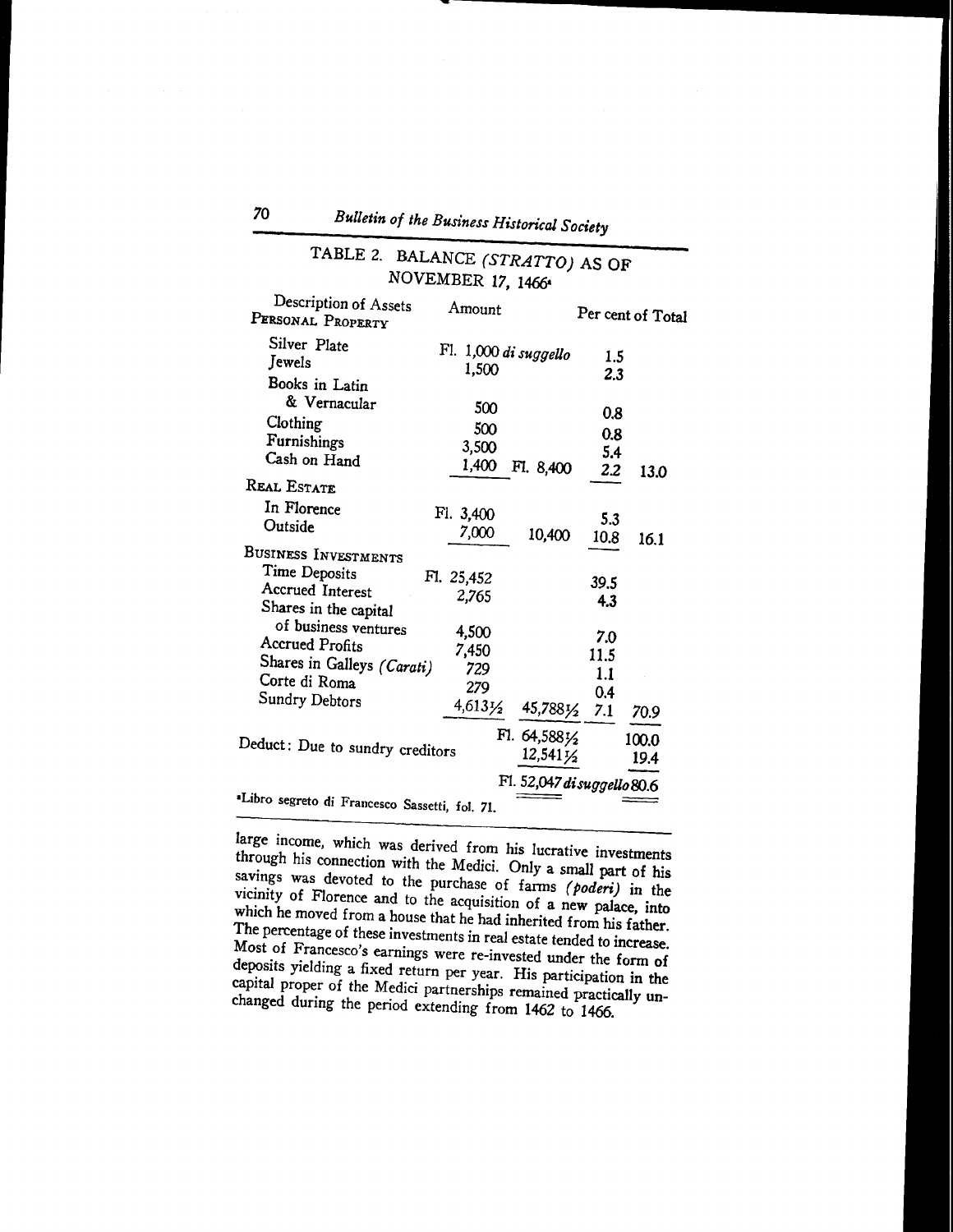TABLE 2. BALANCE *(STRATTO)* AS OF NOVEMBER 17, 1466[a]

| Description of Assets | Amount | | Per cent of Total | |
|---|---|---|---|---|
| PERSONAL PROPERTY | | | | |
| Silver Plate | Fl. 1,000 *di suggello* | | 1.5 | |
| Jewels | 1,500 | | 2.3 | |
| Books in Latin & Vernacular | 500 | | 0.8 | |
| Clothing | 500 | | 0.8 | |
| Furnishings | 3,500 | | 5.4 | |
| Cash on Hand | 1,400 | Fl. 8,400 | 2.2 | 13.0 |
| REAL ESTATE | | | | |
| In Florence | Fl. 3,400 | | 5.3 | |
| Outside | 7,000 | 10,400 | 10.8 | 16.1 |
| BUSINESS INVESTMENTS | | | | |
| Time Deposits | Fl. 25,452 | | 39.5 | |
| Accrued Interest | 2,765 | | 4.3 | |
| Shares in the capital of business ventures | 4,500 | | 7.0 | |
| Accrued Profits | 7,450 | | 11.5 | |
| Shares in Galleys *(Carati)* | 729 | | 1.1 | |
| Corte di Roma | 279 | | 0.4 | |
| Sundry Debtors | 4,613½ | 45,788½ | 7.1 | 70.9 |
| | | Fl. 64,588½ | | 100.0 |
| Deduct: Due to sundry creditors | | 12,541½ | | 19.4 |
| | | Fl. 52,047 *di suggello* | | 80.6 |

[a]Libro segreto di Francesco Sassetti, fol. 71.

large income, which was derived from his lucrative investments through his connection with the Medici. Only a small part of his savings was devoted to the purchase of farms *(poderi)* in the vicinity of Florence and to the acquisition of a new palace, into which he moved from a house that he had inherited from his father. The percentage of these investments in real estate tended to increase. Most of Francesco's earnings were re-invested under the form of deposits yielding a fixed return per year. His participation in the capital proper of the Medici partnerships remained practically unchanged during the period extending from 1462 to 1466.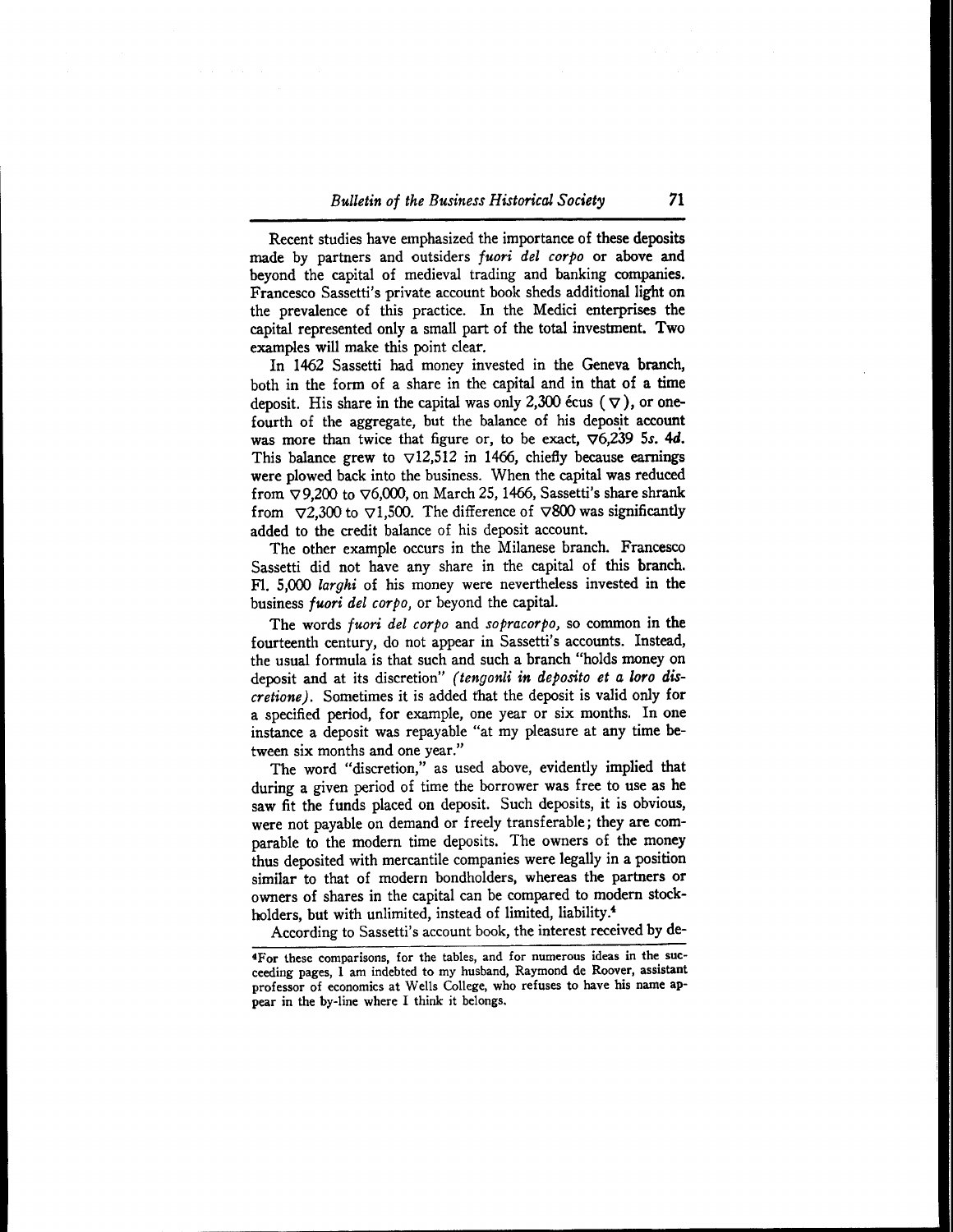Recent studies have emphasized the importance of these deposits made by partners and outsiders *fuori del corpo* or above and beyond the capital of medieval trading and banking companies. Francesco Sassetti's private account book sheds additional light on the prevalence of this practice. In the Medici enterprises the capital represented only a small part of the total investment. Two examples will make this point clear.

In 1462 Sassetti had money invested in the Geneva branch, both in the form of a share in the capital and in that of a time deposit. His share in the capital was only 2,300 écus (▽), or one-fourth of the aggregate, but the balance of his deposit account was more than twice that figure or, to be exact, ▽6,239 5*s.* 4*d.* This balance grew to ▽12,512 in 1466, chiefly because earnings were plowed back into the business. When the capital was reduced from ▽9,200 to ▽6,000, on March 25, 1466, Sassetti's share shrank from ▽2,300 to ▽1,500. The difference of ▽800 was significantly added to the credit balance of his deposit account.

The other example occurs in the Milanese branch. Francesco Sassetti did not have any share in the capital of this branch. Fl. 5,000 *larghi* of his money were nevertheless invested in the business *fuori del corpo*, or beyond the capital.

The words *fuori del corpo* and *sopracorpo,* so common in the fourteenth century, do not appear in Sassetti's accounts. Instead, the usual formula is that such and such a branch "holds money on deposit and at its discretion" ***(tengonli in deposito et a loro discretione)***. Sometimes it is added that the deposit is valid only for a specified period, for example, one year or six months. In one instance a deposit was repayable "at my pleasure at any time between six months and one year."

The word "discretion," as used above, evidently implied that during a given period of time the borrower was free to use as he saw fit the funds placed on deposit. Such deposits, it is obvious, were not payable on demand or freely transferable; they are comparable to the modern time deposits. The owners of the money thus deposited with mercantile companies were legally in a position similar to that of modern bondholders, whereas the partners or owners of shares in the capital can be compared to modern stockholders, but with unlimited, instead of limited, liability.[4]

According to Sassetti's account book, the interest received by de-

---

[4]For these comparisons, for the tables, and for numerous ideas in the succeeding pages, I am indebted to my husband, Raymond de Roover, assistant professor of economics at Wells College, who refuses to have his name appear in the by-line where I think it belongs.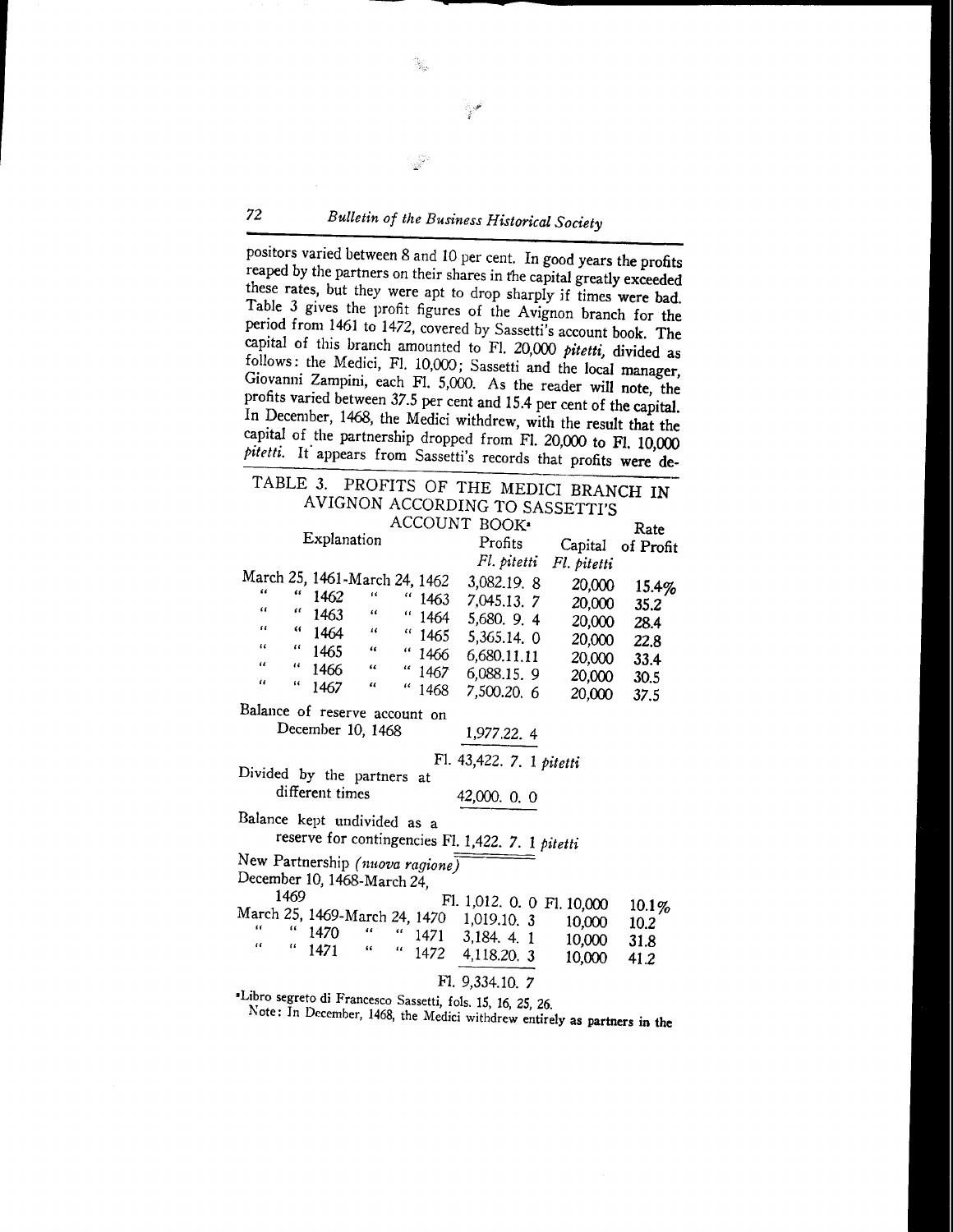positors varied between 8 and 10 per cent. In good years the profits reaped by the partners on their shares in the capital greatly exceeded these rates, but they were apt to drop sharply if times were bad. Table 3 gives the profit figures of the Avignon branch for the period from 1461 to 1472, covered by Sassetti's account book. The capital of this branch amounted to Fl. 20,000 *pitetti*, divided as follows: the Medici, Fl. 10,000; Sassetti and the local manager, Giovanni Zampini, each Fl. 5,000. As the reader will note, the profits varied between 37.5 per cent and 15.4 per cent of the capital. In December, 1468, the Medici withdrew, with the result that the capital of the partnership dropped from Fl. 20,000 to Fl. 10,000 *pitetti*. It appears from Sassetti's records that profits were de-

TABLE 3. PROFITS OF THE MEDICI BRANCH IN AVIGNON ACCORDING TO SASSETTI'S ACCOUNT BOOK[a]

| Explanation | Profits *Fl. pitetti* | Capital *Fl. pitetti* | Rate of Profit |
|---|---|---|---|
| March 25, 1461-March 24, 1462 | 3,082.19. 8 | 20,000 | 15.4% |
| " " 1462 " " 1463 | 7,045.13. 7 | 20,000 | 35.2 |
| " " 1463 " " 1464 | 5,680. 9. 4 | 20,000 | 28.4 |
| " " 1464 " " 1465 | 5,365.14. 0 | 20,000 | 22.8 |
| " " 1465 " " 1466 | 6,680.11.11 | 20,000 | 33.4 |
| " " 1466 " " 1467 | 6,088.15. 9 | 20,000 | 30.5 |
| " " 1467 " " 1468 | 7,500.20. 6 | 20,000 | 37.5 |
| Balance of reserve account on December 10, 1468 | 1,977.22. 4 | | |
| | Fl. 43,422. 7. 1 *pitetti* | | |
| Divided by the partners at different times | 42,000. 0. 0 | | |
| Balance kept undivided as a reserve for contingencies | Fl. 1,422. 7. 1 *pitetti* | | |
| New Partnership *(nuova ragione)* | | | |
| December 10, 1468-March 24, 1469 | Fl. 1,012. 0. 0 | Fl. 10,000 | 10.1% |
| March 25, 1469-March 24, 1470 | 1,019.10. 3 | 10,000 | 10.2 |
| " " 1470 " " 1471 | 3,184. 4. 1 | 10,000 | 31.8 |
| " " 1471 " " 1472 | 4,118.20. 3 | 10,000 | 41.2 |
| | Fl. 9,334.10. 7 | | |

[a]Libro segreto di Francesco Sassetti, fols. 15, 16, 25, 26.

Note: In December, 1468, the Medici withdrew entirely as partners in the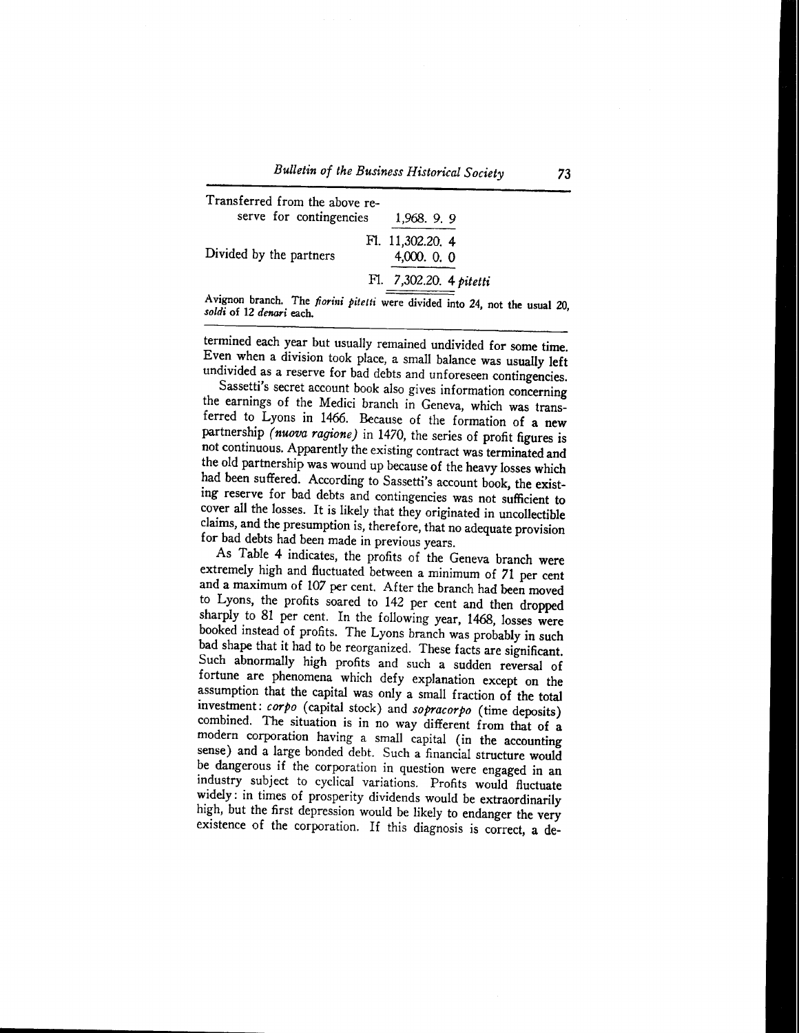| | | |
|---|---|---|
| Transferred from the above reserve for contingencies | | 1,968. 9. 9 |
| | Fl. | 11,302.20. 4 |
| Divided by the partners | | 4,000. 0. 0 |
| | Fl. | 7,302.20. 4 *pitetti* |

Avignon branch. The *fiorini pitetti* were divided into 24, not the usual 20, *soldi* of 12 *denari* each.

termined each year but usually remained undivided for some time. Even when a division took place, a small balance was usually left undivided as a reserve for bad debts and unforeseen contingencies.

Sassetti's secret account book also gives information concerning the earnings of the Medici branch in Geneva, which was transferred to Lyons in 1466. Because of the formation of a new partnership *(nuova ragione)* in 1470, the series of profit figures is not continuous. Apparently the existing contract was terminated and the old partnership was wound up because of the heavy losses which had been suffered. According to Sassetti's account book, the existing reserve for bad debts and contingencies was not sufficient to cover all the losses. It is likely that they originated in uncollectible claims, and the presumption is, therefore, that no adequate provision for bad debts had been made in previous years.

As Table 4 indicates, the profits of the Geneva branch were extremely high and fluctuated between a minimum of 71 per cent and a maximum of 107 per cent. After the branch had been moved to Lyons, the profits soared to 142 per cent and then dropped sharply to 81 per cent. In the following year, 1468, losses were booked instead of profits. The Lyons branch was probably in such bad shape that it had to be reorganized. These facts are significant. Such abnormally high profits and such a sudden reversal of fortune are phenomena which defy explanation except on the assumption that the capital was only a small fraction of the total investment: *corpo* (capital stock) and *sopracorpo* (time deposits) combined. The situation is in no way different from that of a modern corporation having a small capital (in the accounting sense) and a large bonded debt. Such a financial structure would be dangerous if the corporation in question were engaged in an industry subject to cyclical variations. Profits would fluctuate widely: in times of prosperity dividends would be extraordinarily high, but the first depression would be likely to endanger the very existence of the corporation. If this diagnosis is correct, a de-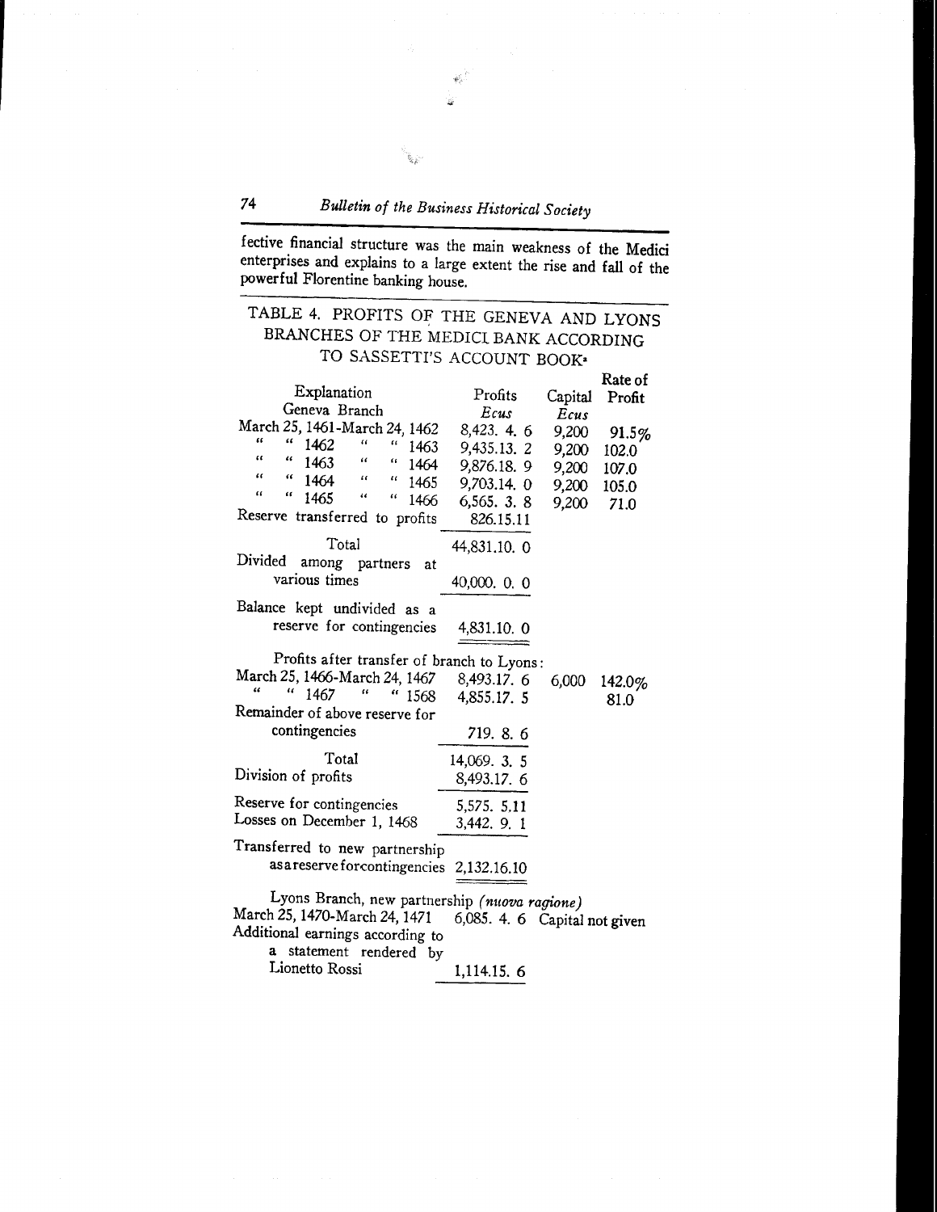fective financial structure was the main weakness of the Medici enterprises and explains to a large extent the rise and fall of the powerful Florentine banking house.

TABLE 4. PROFITS OF THE GENEVA AND LYONS BRANCHES OF THE MEDICI BANK ACCORDING TO SASSETTI'S ACCOUNT BOOK[a]

| Explanation | Profits *Ecus* | Capital *Ecus* | Rate of Profit |
|---|---|---|---|
| Geneva Branch | | | |
| March 25, 1461-March 24, 1462 | 8,423. 4. 6 | 9,200 | 91.5% |
| " " 1462 " " 1463 | 9,435.13. 2 | 9,200 | 102.0 |
| " " 1463 " " 1464 | 9,876.18. 9 | 9,200 | 107.0 |
| " " 1464 " " 1465 | 9,703.14. 0 | 9,200 | 105.0 |
| " " 1465 " " 1466 | 6,565. 3. 8 | 9,200 | 71.0 |
| Reserve transferred to profits | 826.15.11 | | |
| Total | 44,831.10. 0 | | |
| Divided among partners at various times | 40,000. 0. 0 | | |
| Balance kept undivided as a reserve for contingencies | 4,831.10. 0 | | |
| Profits after transfer of branch to Lyons: | | | |
| March 25, 1466-March 24, 1467 | 8,493.17. 6 | 6,000 | 142.0% |
| " " 1467 " " 1568 | 4,855.17. 5 | | 81.0 |
| Remainder of above reserve for contingencies | 719. 8. 6 | | |
| Total | 14,069. 3. 5 | | |
| Division of profits | 8,493.17. 6 | | |
| Reserve for contingencies | 5,575. 5.11 | | |
| Losses on December 1, 1468 | 3,442. 9. 1 | | |
| Transferred to new partnership as a reserve for contingencies | 2,132.16.10 | | |
| Lyons Branch, new partnership *(nuova ragione)* | | | |
| March 25, 1470-March 24, 1471 | 6,085. 4. 6 | Capital not given | |
| Additional earnings according to a statement rendered by Lionetto Rossi | 1,114.15. 6 | | |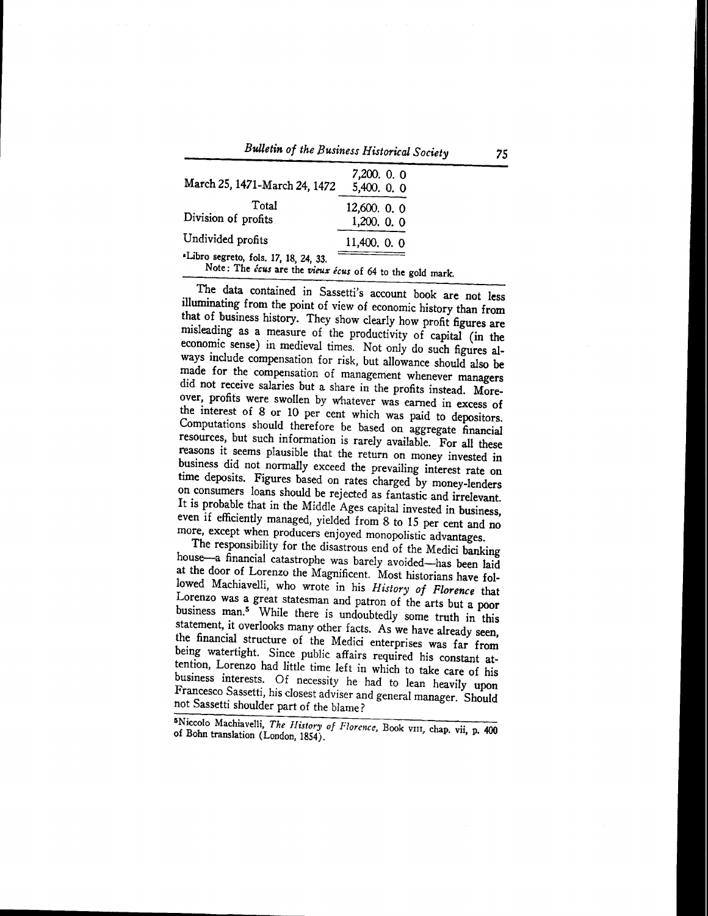| | |
|---|---|
| | 7,200. 0. 0 |
| March 25, 1471-March 24, 1472 | 5,400. 0. 0 |
| Total | 12,600. 0. 0 |
| Division of profits | 1,200. 0. 0 |
| Undivided profits | 11,400. 0. 0 |

ᵃLibro segreto, fols. 17, 18, 24, 33.

Note: The *écus* are the *vieux écus* of 64 to the gold mark.

The data contained in Sassetti's account book are not less illuminating from the point of view of economic history than from that of business history. They show clearly how profit figures are misleading as a measure of the productivity of capital (in the economic sense) in medieval times. Not only do such figures always include compensation for risk, but allowance should also be made for the compensation of management whenever managers did not receive salaries but a share in the profits instead. Moreover, profits were swollen by whatever was earned in excess of the interest of 8 or 10 per cent which was paid to depositors. Computations should therefore be based on aggregate financial resources, but such information is rarely available. For all these reasons it seems plausible that the return on money invested in business did not normally exceed the prevailing interest rate on time deposits. Figures based on rates charged by money-lenders on consumers loans should be rejected as fantastic and irrelevant. It is probable that in the Middle Ages capital invested in business, even if efficiently managed, yielded from 8 to 15 per cent and no more, except when producers enjoyed monopolistic advantages.

The responsibility for the disastrous end of the Medici banking house—a financial catastrophe was barely avoided—has been laid at the door of Lorenzo the Magnificent. Most historians have followed Machiavelli, who wrote in his *History of Florence* that Lorenzo was a great statesman and patron of the arts but a poor business man.[5] While there is undoubtedly some truth in this statement, it overlooks many other facts. As we have already seen, the financial structure of the Medici enterprises was far from being watertight. Since public affairs required his constant attention, Lorenzo had little time left in which to take care of his business interests. Of necessity he had to lean heavily upon Francesco Sassetti, his closest adviser and general manager. Should not Sassetti shoulder part of the blame?

[5] Niccolo Machiavelli, *The History of Florence*, Book VIII, chap. vii, p. 400 of Bohn translation (London, 1854).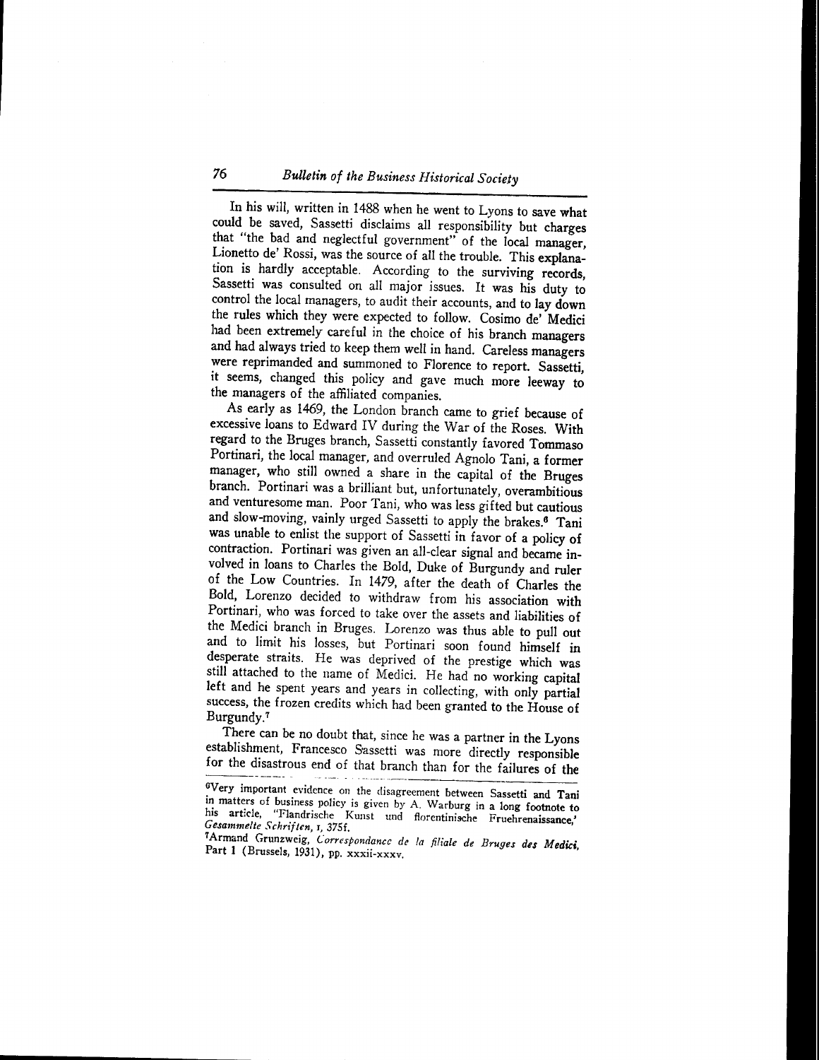In his will, written in 1488 when he went to Lyons to save what could be saved, Sassetti disclaims all responsibility but charges that "the bad and neglectful government" of the local manager, Lionetto de' Rossi, was the source of all the trouble. This explanation is hardly acceptable. According to the surviving records, Sassetti was consulted on all major issues. It was his duty to control the local managers, to audit their accounts, and to lay down the rules which they were expected to follow. Cosimo de' Medici had been extremely careful in the choice of his branch managers and had always tried to keep them well in hand. Careless managers were reprimanded and summoned to Florence to report. Sassetti, it seems, changed this policy and gave much more leeway to the managers of the affiliated companies.

As early as 1469, the London branch came to grief because of excessive loans to Edward IV during the War of the Roses. With regard to the Bruges branch, Sassetti constantly favored Tommaso Portinari, the local manager, and overruled Agnolo Tani, a former manager, who still owned a share in the capital of the Bruges branch. Portinari was a brilliant but, unfortunately, overambitious and venturesome man. Poor Tani, who was less gifted but cautious and slow-moving, vainly urged Sassetti to apply the brakes.[6] Tani was unable to enlist the support of Sassetti in favor of a policy of contraction. Portinari was given an all-clear signal and became involved in loans to Charles the Bold, Duke of Burgundy and ruler of the Low Countries. In 1479, after the death of Charles the Bold, Lorenzo decided to withdraw from his association with Portinari, who was forced to take over the assets and liabilities of the Medici branch in Bruges. Lorenzo was thus able to pull out and to limit his losses, but Portinari soon found himself in desperate straits. He was deprived of the prestige which was still attached to the name of Medici. He had no working capital left and he spent years and years in collecting, with only partial success, the frozen credits which had been granted to the House of Burgundy.[7]

There can be no doubt that, since he was a partner in the Lyons establishment, Francesco Sassetti was more directly responsible for the disastrous end of that branch than for the failures of the

---

[6]Very important evidence on the disagreement between Sassetti and Tani in matters of business policy is given by A. Warburg in a long footnote to his article, "Flandrische Kunst und florentinische Fruehrenaissance,' *Gesammelte Schriften*, I, 375f.

[7]Armand Grunzweig, *Correspondance de la filiale de Bruges des Medici*, Part 1 (Brussels, 1931), pp. xxxii-xxxv.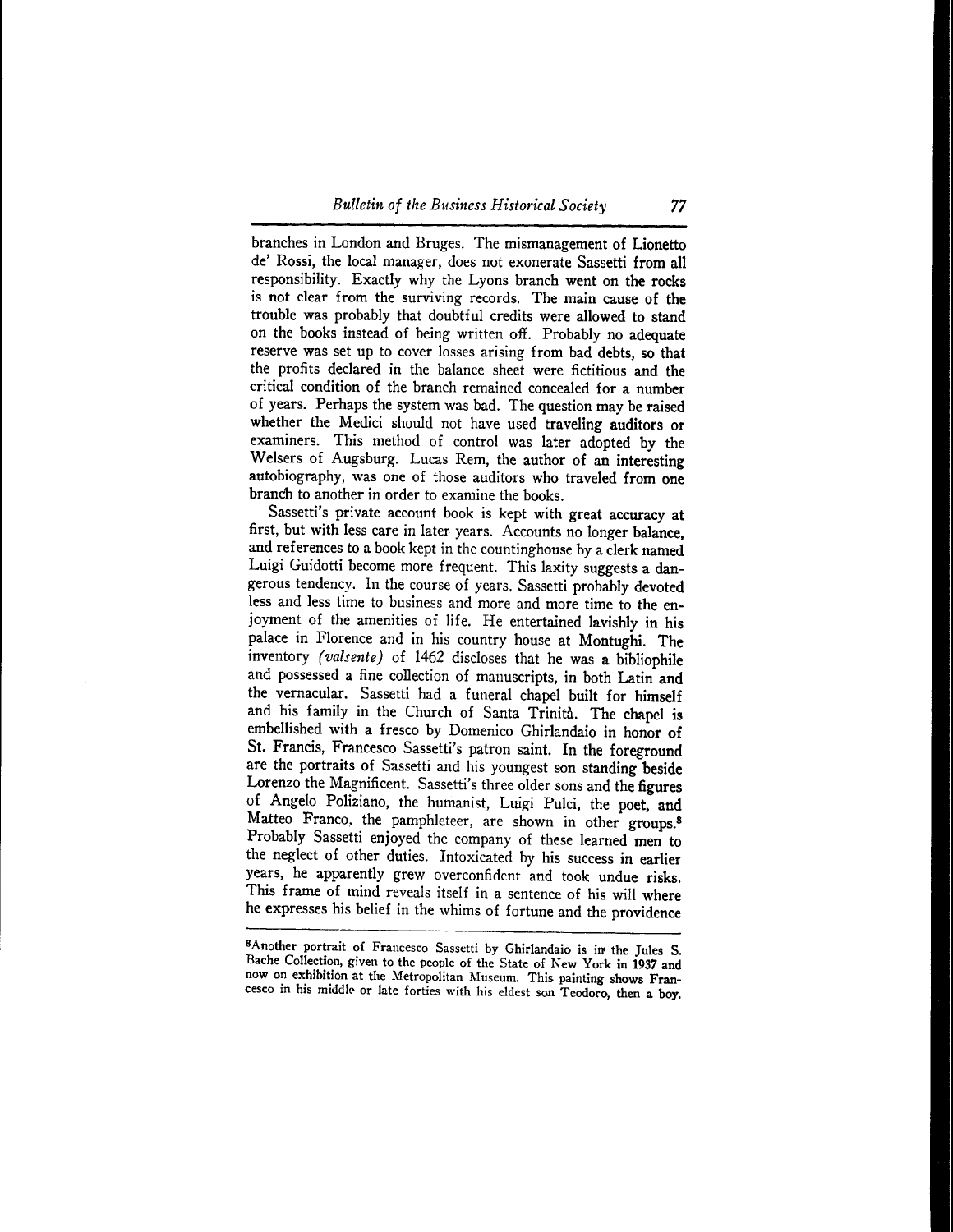branches in London and Bruges. The mismanagement of Lionetto de' Rossi, the local manager, does not exonerate Sassetti from all responsibility. Exactly why the Lyons branch went on the rocks is not clear from the surviving records. The main cause of the trouble was probably that doubtful credits were allowed to stand on the books instead of being written off. Probably no adequate reserve was set up to cover losses arising from bad debts, so that the profits declared in the balance sheet were fictitious and the critical condition of the branch remained concealed for a number of years. Perhaps the system was bad. The question may be raised whether the Medici should not have used traveling auditors or examiners. This method of control was later adopted by the Welsers of Augsburg. Lucas Rem, the author of an interesting autobiography, was one of those auditors who traveled from one branch to another in order to examine the books.

Sassetti's private account book is kept with great accuracy at first, but with less care in later years. Accounts no longer balance, and references to a book kept in the countinghouse by a clerk named Luigi Guidotti become more frequent. This laxity suggests a dangerous tendency. In the course of years, Sassetti probably devoted less and less time to business and more and more time to the enjoyment of the amenities of life. He entertained lavishly in his palace in Florence and in his country house at Montughi. The inventory *(valsente)* of 1462 discloses that he was a bibliophile and possessed a fine collection of manuscripts, in both Latin and the vernacular. Sassetti had a funeral chapel built for himself and his family in the Church of Santa Trinità. The chapel is embellished with a fresco by Domenico Ghirlandaio in honor of St. Francis, Francesco Sassetti's patron saint. In the foreground are the portraits of Sassetti and his youngest son standing beside Lorenzo the Magnificent. Sassetti's three older sons and the figures of Angelo Poliziano, the humanist, Luigi Pulci, the poet, and Matteo Franco, the pamphleteer, are shown in other groups.[8] Probably Sassetti enjoyed the company of these learned men to the neglect of other duties. Intoxicated by his success in earlier years, he apparently grew overconfident and took undue risks. This frame of mind reveals itself in a sentence of his will where he expresses his belief in the whims of fortune and the providence

---

[8]Another portrait of Francesco Sassetti by Ghirlandaio is in the Jules S. Bache Collection, given to the people of the State of New York in 1937 and now on exhibition at the Metropolitan Museum. This painting shows Francesco in his middle or late forties with his eldest son Teodoro, then a boy.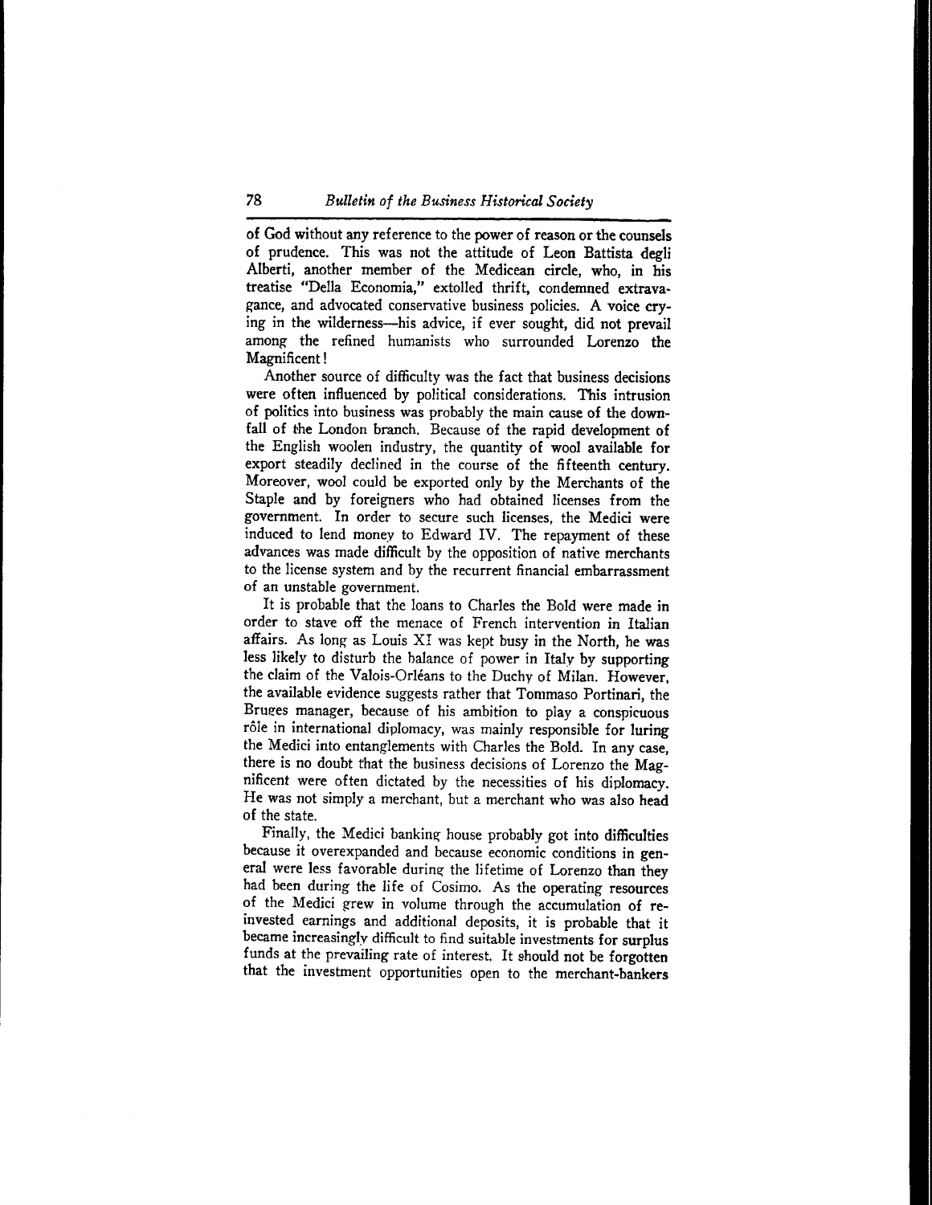of God without any reference to the power of reason or the counsels of prudence. This was not the attitude of Leon Battista degli Alberti, another member of the Medicean circle, who, in his treatise "Della Economia," extolled thrift, condemned extravagance, and advocated conservative business policies. A voice crying in the wilderness—his advice, if ever sought, did not prevail among the refined humanists who surrounded Lorenzo the Magnificent!

Another source of difficulty was the fact that business decisions were often influenced by political considerations. This intrusion of politics into business was probably the main cause of the downfall of the London branch. Because of the rapid development of the English woolen industry, the quantity of wool available for export steadily declined in the course of the fifteenth century. Moreover, wool could be exported only by the Merchants of the Staple and by foreigners who had obtained licenses from the government. In order to secure such licenses, the Medici were induced to lend money to Edward IV. The repayment of these advances was made difficult by the opposition of native merchants to the license system and by the recurrent financial embarrassment of an unstable government.

It is probable that the loans to Charles the Bold were made in order to stave off the menace of French intervention in Italian affairs. As long as Louis XI was kept busy in the North, he was less likely to disturb the balance of power in Italy by supporting the claim of the Valois-Orléans to the Duchy of Milan. However, the available evidence suggests rather that Tommaso Portinari, the Bruges manager, because of his ambition to play a conspicuous rôle in international diplomacy, was mainly responsible for luring the Medici into entanglements with Charles the Bold. In any case, there is no doubt that the business decisions of Lorenzo the Magnificent were often dictated by the necessities of his diplomacy. He was not simply a merchant, but a merchant who was also head of the state.

Finally, the Medici banking house probably got into difficulties because it overexpanded and because economic conditions in general were less favorable during the lifetime of Lorenzo than they had been during the life of Cosimo. As the operating resources of the Medici grew in volume through the accumulation of reinvested earnings and additional deposits, it is probable that it became increasingly difficult to find suitable investments for surplus funds at the prevailing rate of interest. It should not be forgotten that the investment opportunities open to the merchant-bankers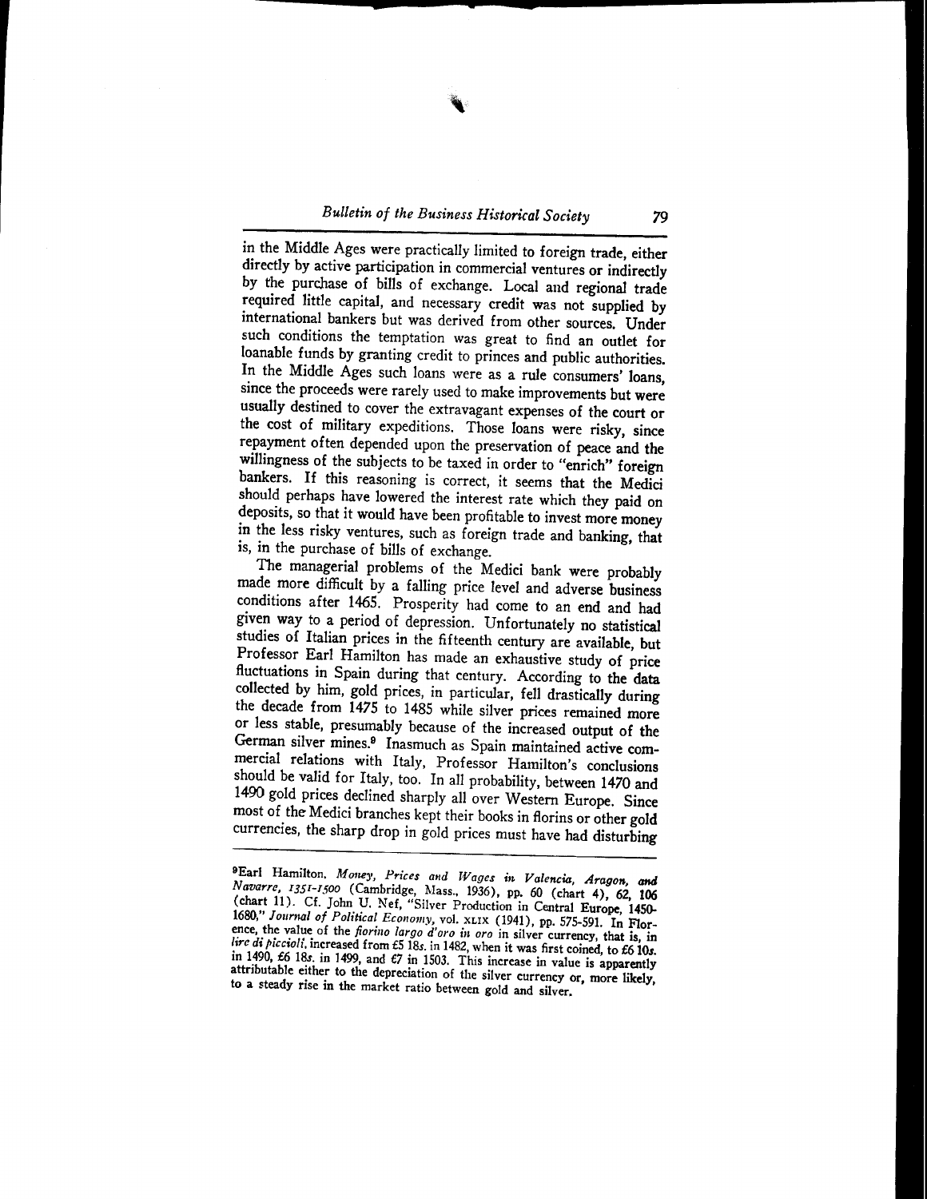in the Middle Ages were practically limited to foreign trade, either directly by active participation in commercial ventures or indirectly by the purchase of bills of exchange. Local and regional trade required little capital, and necessary credit was not supplied by international bankers but was derived from other sources. Under such conditions the temptation was great to find an outlet for loanable funds by granting credit to princes and public authorities. In the Middle Ages such loans were as a rule consumers' loans, since the proceeds were rarely used to make improvements but were usually destined to cover the extravagant expenses of the court or the cost of military expeditions. Those loans were risky, since repayment often depended upon the preservation of peace and the willingness of the subjects to be taxed in order to "enrich" foreign bankers. If this reasoning is correct, it seems that the Medici should perhaps have lowered the interest rate which they paid on deposits, so that it would have been profitable to invest more money in the less risky ventures, such as foreign trade and banking, that is, in the purchase of bills of exchange.

The managerial problems of the Medici bank were probably made more difficult by a falling price level and adverse business conditions after 1465. Prosperity had come to an end and had given way to a period of depression. Unfortunately no statistical studies of Italian prices in the fifteenth century are available, but Professor Earl Hamilton has made an exhaustive study of price fluctuations in Spain during that century. According to the data collected by him, gold prices, in particular, fell drastically during the decade from 1475 to 1485 while silver prices remained more or less stable, presumably because of the increased output of the German silver mines.[9] Inasmuch as Spain maintained active commercial relations with Italy, Professor Hamilton's conclusions should be valid for Italy, too. In all probability, between 1470 and 1490 gold prices declined sharply all over Western Europe. Since most of the Medici branches kept their books in florins or other gold currencies, the sharp drop in gold prices must have had disturbing

---

[9]Earl Hamilton. *Money, Prices and Wages in Valencia, Aragon, and Navarre, 1351-1500* (Cambridge, Mass., 1936), pp. 60 (chart 4), 62, 106 (chart 11). Cf. John U. Nef, "Silver Production in Central Europe, 1450-1680," *Journal of Political Economy*, vol. XLIX (1941), pp. 575-591. In Florence, the value of the *fiorino largo d'oro in oro* in silver currency, that is, in *lire di piccioli*, increased from £5 18*s*. in 1482, when it was first coined, to £6 10*s*. in 1490, £6 18*s*. in 1499, and £7 in 1503. This increase in value is apparently attributable either to the depreciation of the silver currency or, more likely, to a steady rise in the market ratio between gold and silver.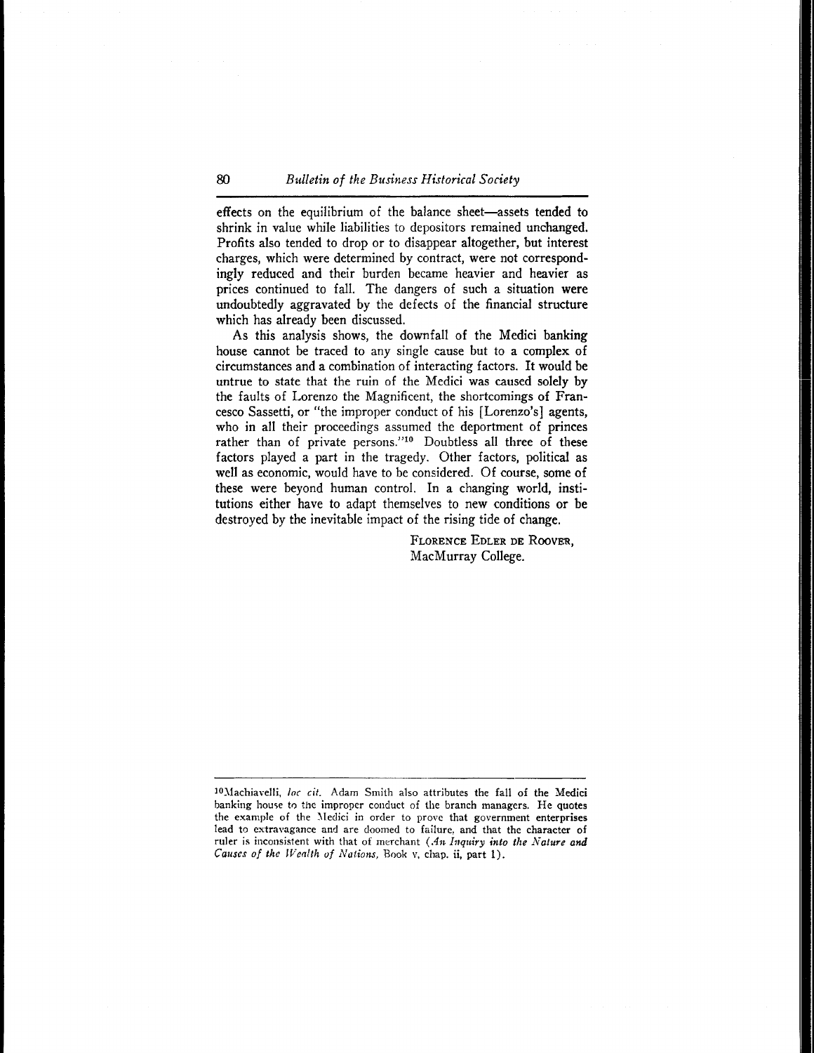effects on the equilibrium of the balance sheet—assets tended to shrink in value while liabilities to depositors remained unchanged. Profits also tended to drop or to disappear altogether, but interest charges, which were determined by contract, were not correspondingly reduced and their burden became heavier and heavier as prices continued to fall. The dangers of such a situation were undoubtedly aggravated by the defects of the financial structure which has already been discussed.

As this analysis shows, the downfall of the Medici banking house cannot be traced to any single cause but to a complex of circumstances and a combination of interacting factors. It would be untrue to state that the ruin of the Medici was caused solely by the faults of Lorenzo the Magnificent, the shortcomings of Francesco Sassetti, or "the improper conduct of his [Lorenzo's] agents, who in all their proceedings assumed the deportment of princes rather than of private persons."[10] Doubtless all three of these factors played a part in the tragedy. Other factors, political as well as economic, would have to be considered. Of course, some of these were beyond human control. In a changing world, institutions either have to adapt themselves to new conditions or be destroyed by the inevitable impact of the rising tide of change.

FLORENCE EDLER DE ROOVER,
MacMurray College.

---

[10]Machiavelli, *loc cit.* Adam Smith also attributes the fall of the Medici banking house to the improper conduct of the branch managers. He quotes the example of the Medici in order to prove that government enterprises lead to extravagance and are doomed to failure, and that the character of ruler is inconsistent with that of merchant (*An Inquiry into the Nature and Causes of the Wealth of Nations,* Book v, chap. ii, part 1).